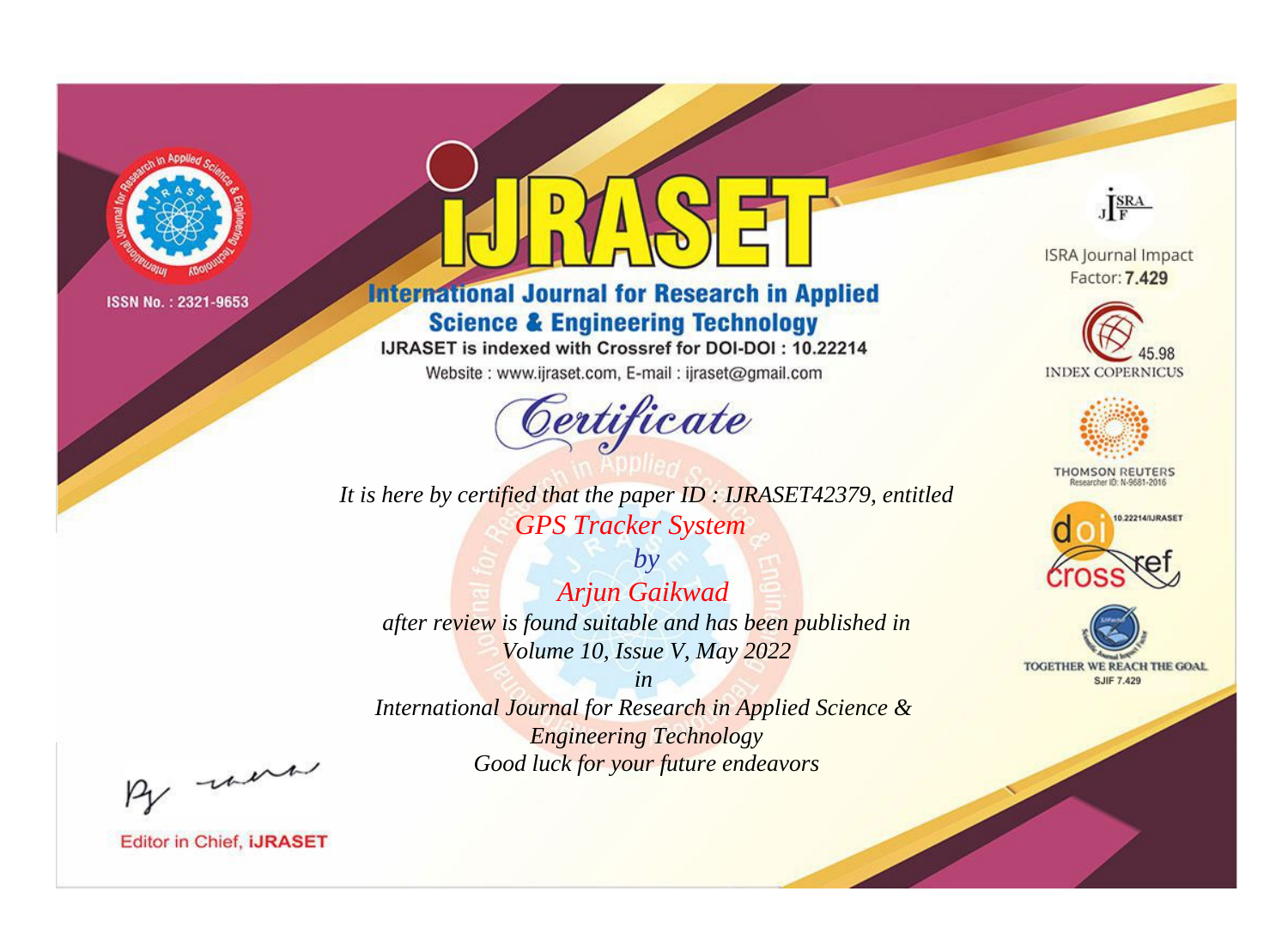ISSN No. : 2321-9653

# IJRASET

## International Journal for Research in Applied Science & Engineering Technology

IJRASET is indexed with Crossref for DOI-DOI : 10.22214

Website : www.ijraset.com, E-mail : ijraset@gmail.com

ISRA Journal Impact Factor: **7.429**

45.98 INDEX COPERNICUS

THOMSON REUTERS Researcher ID: N-9681-2016

10.22214/IJRASET

TOGETHER WE REACH THE GOAL SJIF 7.429

## *Certificate*

*It is here by certified that the paper ID : IJRASET42379, entitled*

*GPS Tracker System*

*by*

*Arjun Gaikwad*

*after review is found suitable and has been published in*

*Volume 10, Issue V, May 2022*

*in*

*International Journal for Research in Applied Science & Engineering Technology*

*Good luck for your future endeavors*

Editor in Chief, **iJRASET**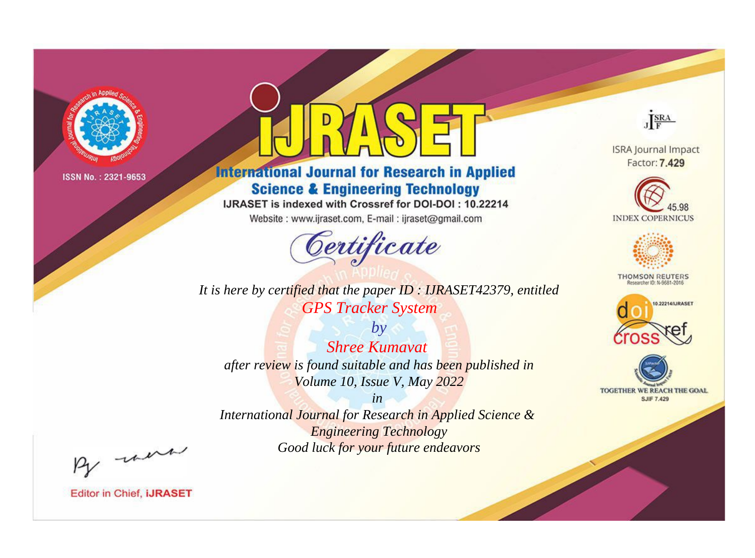ISSN No. : 2321-9653

# iJRASET

## International Journal for Research in Applied Science & Engineering Technology

IJRASET is indexed with Crossref for DOI-DOI : 10.22214

Website : www.ijraset.com, E-mail : ijraset@gmail.com

# Certificate

*It is here by certified that the paper ID : IJRASET42379, entitled*

*GPS Tracker System*

*by*

*Shree Kumavat*

*after review is found suitable and has been published in*

*Volume 10, Issue V, May 2022*

*in*

*International Journal for Research in Applied Science & Engineering Technology*

*Good luck for your future endeavors*

ISRA Journal Impact Factor: **7.429**

45.98 INDEX COPERNICUS

THOMSON REUTERS Researcher ID: N-9681-2016

10.22214/IJRASET

TOGETHER WE REACH THE GOAL SJIF 7.429

Editor in Chief, **iJRASET**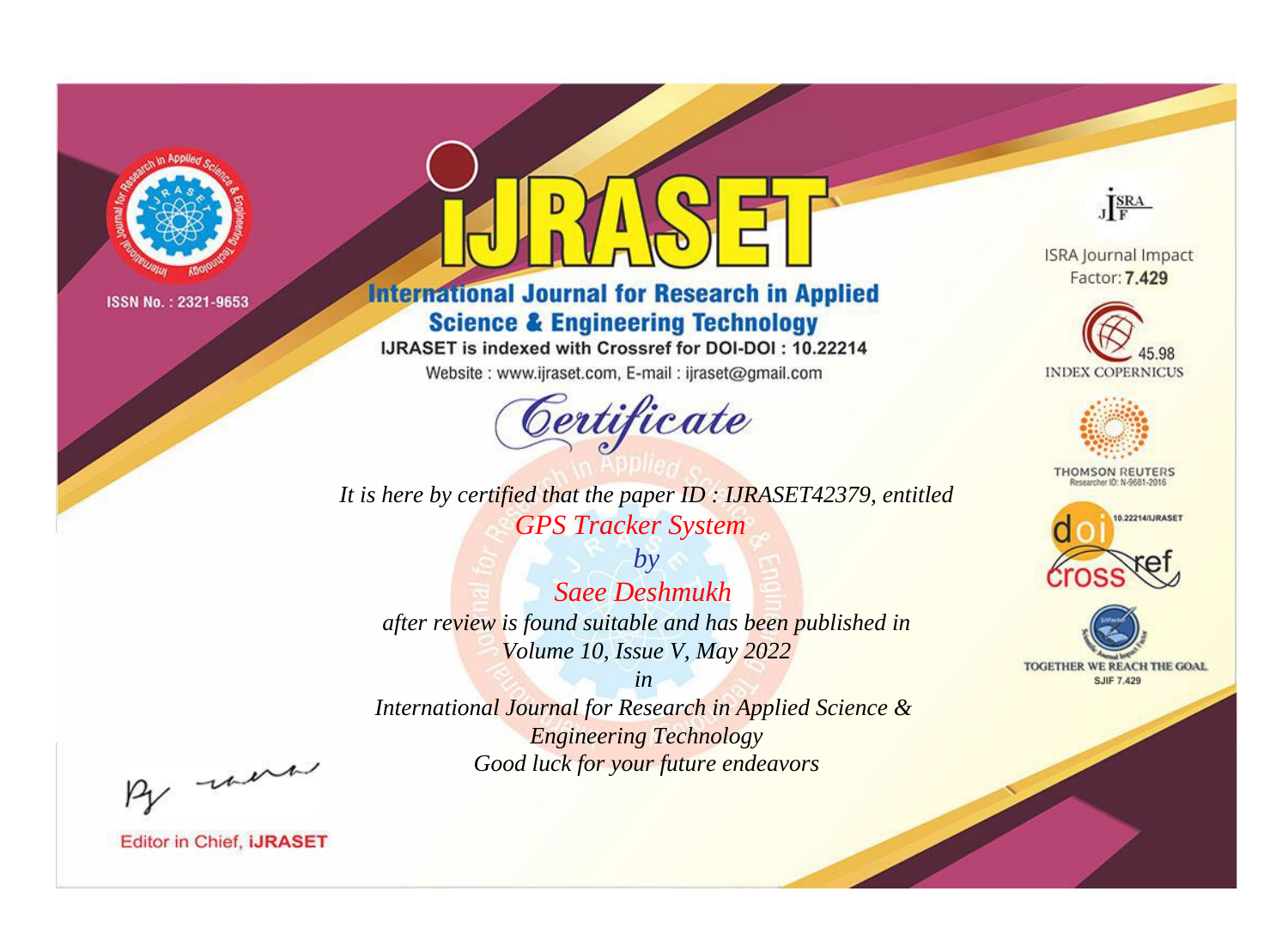ISSN No. : 2321-9653

# IJRASET

## International Journal for Research in Applied Science & Engineering Technology

IJRASET is indexed with Crossref for DOI-DOI : 10.22214

Website : www.ijraset.com, E-mail : ijraset@gmail.com

*Certificate*

*It is here by certified that the paper ID : IJRASET42379, entitled*

*GPS Tracker System*

*by*

*Saee Deshmukh*

*after review is found suitable and has been published in*

*Volume 10, Issue V, May 2022*

*in*

*International Journal for Research in Applied Science & Engineering Technology*

*Good luck for your future endeavors*

ISRA Journal Impact Factor: **7.429**

45.98 INDEX COPERNICUS

THOMSON REUTERS Researcher ID: N-9681-2016

10.22214/IJRASET

TOGETHER WE REACH THE GOAL SJIF 7.429

Editor in Chief, **iJRASET**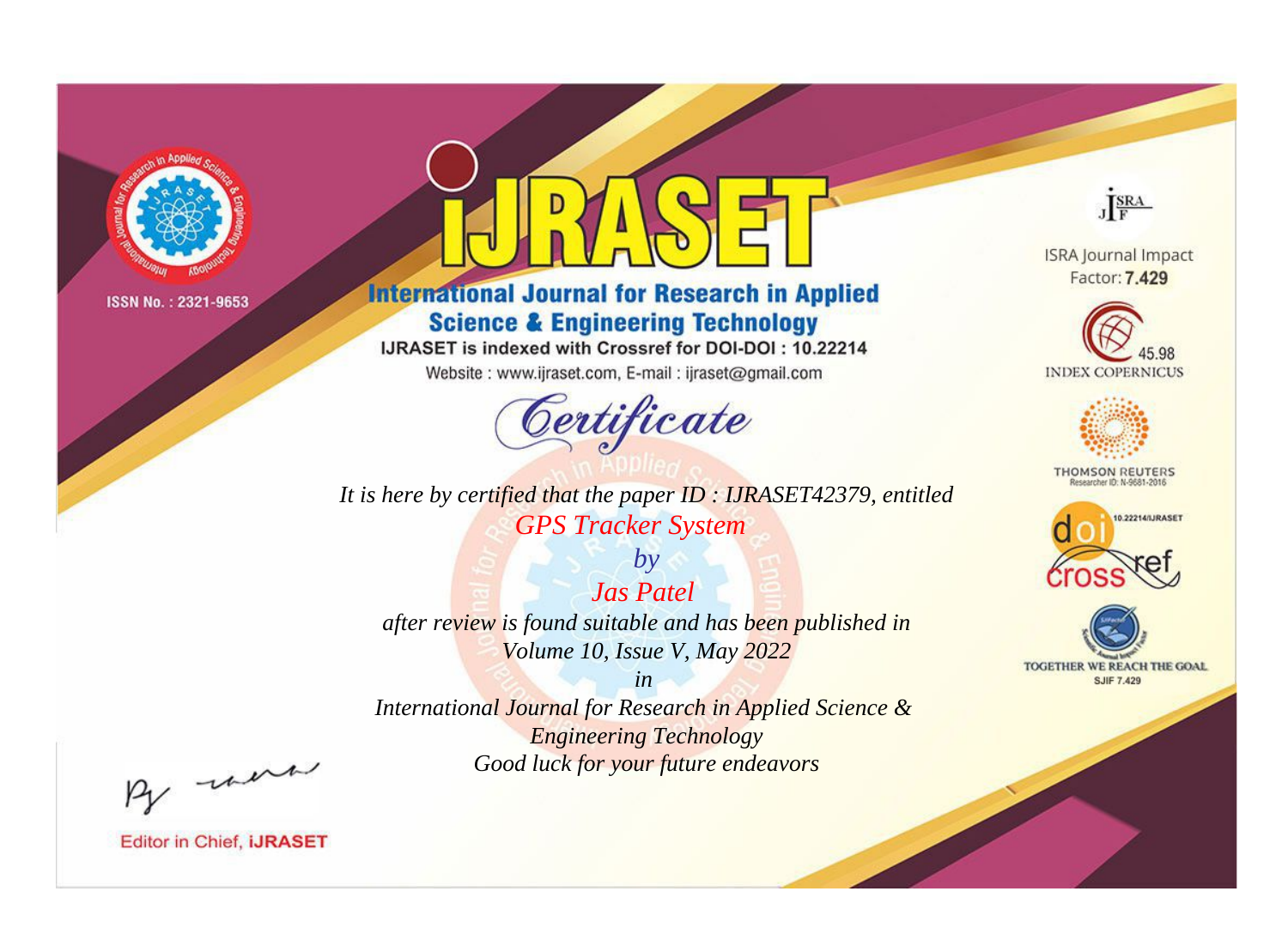ISSN No. : 2321-9653

# iJRASET

## International Journal for Research in Applied Science & Engineering Technology

IJRASET is indexed with Crossref for DOI-DOI : 10.22214

Website : www.ijraset.com, E-mail : ijraset@gmail.com

ISRA Journal Impact Factor: **7.429**

45.98 INDEX COPERNICUS

THOMSON REUTERS Researcher ID: N-9681-2016

10.22214/IJRASET

TOGETHER WE REACH THE GOAL SJIF 7.429

# *Certificate*

*It is here by certified that the paper ID : IJRASET42379, entitled*

*GPS Tracker System*

*by*

*Jas Patel*

*after review is found suitable and has been published in*

*Volume 10, Issue V, May 2022*

*in*

*International Journal for Research in Applied Science & Engineering Technology*

*Good luck for your future endeavors*

Editor in Chief, **iJRASET**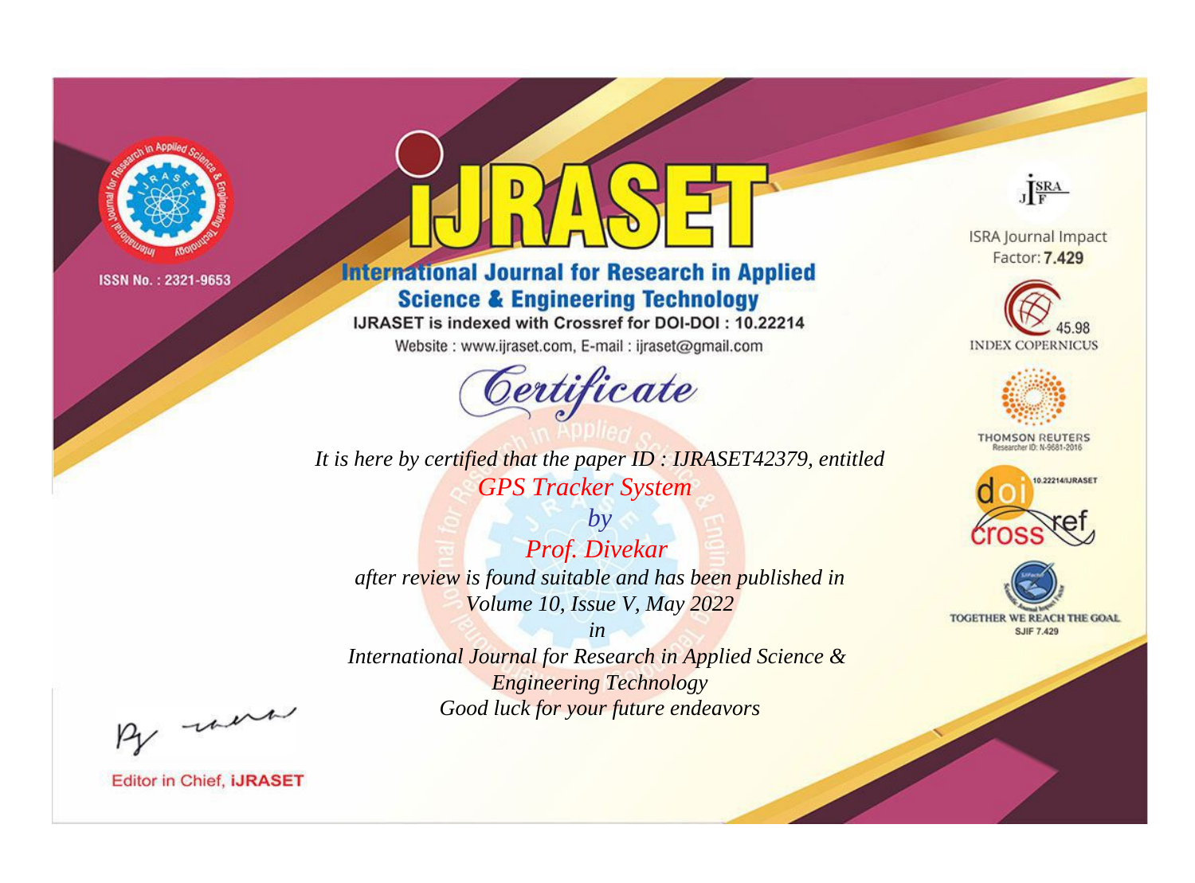ISSN No. : 2321-9653

# iJRASET

## International Journal for Research in Applied Science & Engineering Technology

IJRASET is indexed with Crossref for DOI-DOI : 10.22214

Website : www.ijraset.com, E-mail : ijraset@gmail.com

ISRA Journal Impact Factor: **7.429**

45.98 INDEX COPERNICUS

THOMSON REUTERS Researcher ID: N-9681-2016

10.22214/IJRASET

TOGETHER WE REACH THE GOAL SJIF 7.429

# Certificate

*It is here by certified that the paper ID : IJRASET42379, entitled*

*GPS Tracker System*

*by*

*Prof. Divekar*

*after review is found suitable and has been published in*

*Volume 10, Issue V, May 2022*

*in*

*International Journal for Research in Applied Science & Engineering Technology*

*Good luck for your future endeavors*

Editor in Chief, **iJRASET**